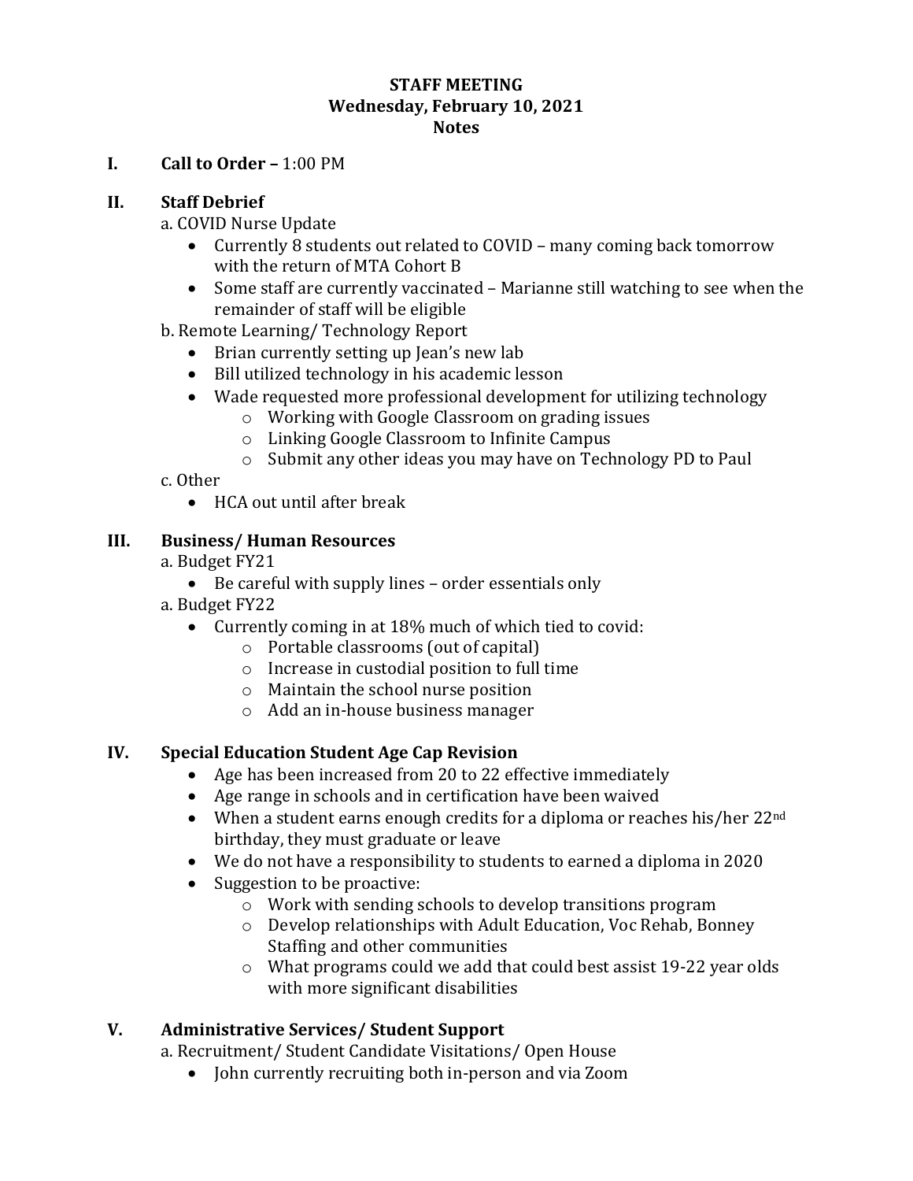**STAFF MEETING**
**Wednesday, February 10, 2021**
**Notes**

**I. Call to Order –** 1:00 PM

**II. Staff Debrief**

a. COVID Nurse Update

- Currently 8 students out related to COVID – many coming back tomorrow with the return of MTA Cohort B
- Some staff are currently vaccinated – Marianne still watching to see when the remainder of staff will be eligible

b. Remote Learning/ Technology Report

- Brian currently setting up Jean's new lab
- Bill utilized technology in his academic lesson
- Wade requested more professional development for utilizing technology
  - Working with Google Classroom on grading issues
  - Linking Google Classroom to Infinite Campus
  - Submit any other ideas you may have on Technology PD to Paul

c. Other

- HCA out until after break

**III. Business/ Human Resources**

a. Budget FY21

- Be careful with supply lines – order essentials only

a. Budget FY22

- Currently coming in at 18% much of which tied to covid:
  - Portable classrooms (out of capital)
  - Increase in custodial position to full time
  - Maintain the school nurse position
  - Add an in-house business manager

**IV. Special Education Student Age Cap Revision**

- Age has been increased from 20 to 22 effective immediately
- Age range in schools and in certification have been waived
- When a student earns enough credits for a diploma or reaches his/her 22nd birthday, they must graduate or leave
- We do not have a responsibility to students to earned a diploma in 2020
- Suggestion to be proactive:
  - Work with sending schools to develop transitions program
  - Develop relationships with Adult Education, Voc Rehab, Bonney Staffing and other communities
  - What programs could we add that could best assist 19-22 year olds with more significant disabilities

**V. Administrative Services/ Student Support**

a. Recruitment/ Student Candidate Visitations/ Open House

- John currently recruiting both in-person and via Zoom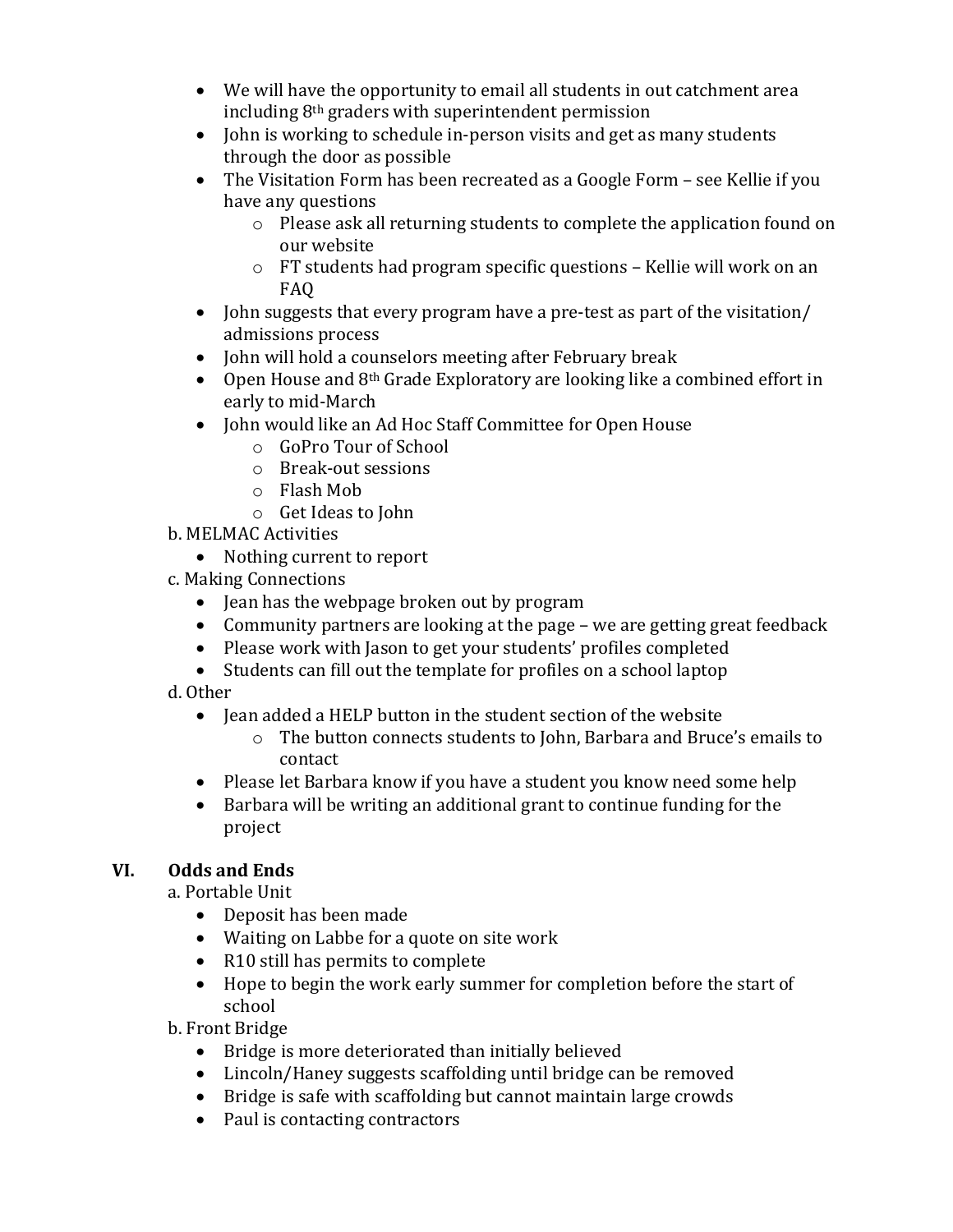- We will have the opportunity to email all students in out catchment area including 8th graders with superintendent permission
- John is working to schedule in-person visits and get as many students through the door as possible
- The Visitation Form has been recreated as a Google Form – see Kellie if you have any questions
    - Please ask all returning students to complete the application found on our website
    - FT students had program specific questions – Kellie will work on an FAQ
- John suggests that every program have a pre-test as part of the visitation/ admissions process
- John will hold a counselors meeting after February break
- Open House and 8th Grade Exploratory are looking like a combined effort in early to mid-March
- John would like an Ad Hoc Staff Committee for Open House
    - GoPro Tour of School
    - Break-out sessions
    - Flash Mob
    - Get Ideas to John

b. MELMAC Activities

- Nothing current to report

c. Making Connections

- Jean has the webpage broken out by program
- Community partners are looking at the page – we are getting great feedback
- Please work with Jason to get your students' profiles completed
- Students can fill out the template for profiles on a school laptop

d. Other

- Jean added a HELP button in the student section of the website
    - The button connects students to John, Barbara and Bruce's emails to contact
- Please let Barbara know if you have a student you know need some help
- Barbara will be writing an additional grant to continue funding for the project

## VI. Odds and Ends

a. Portable Unit

- Deposit has been made
- Waiting on Labbe for a quote on site work
- R10 still has permits to complete
- Hope to begin the work early summer for completion before the start of school

b. Front Bridge

- Bridge is more deteriorated than initially believed
- Lincoln/Haney suggests scaffolding until bridge can be removed
- Bridge is safe with scaffolding but cannot maintain large crowds
- Paul is contacting contractors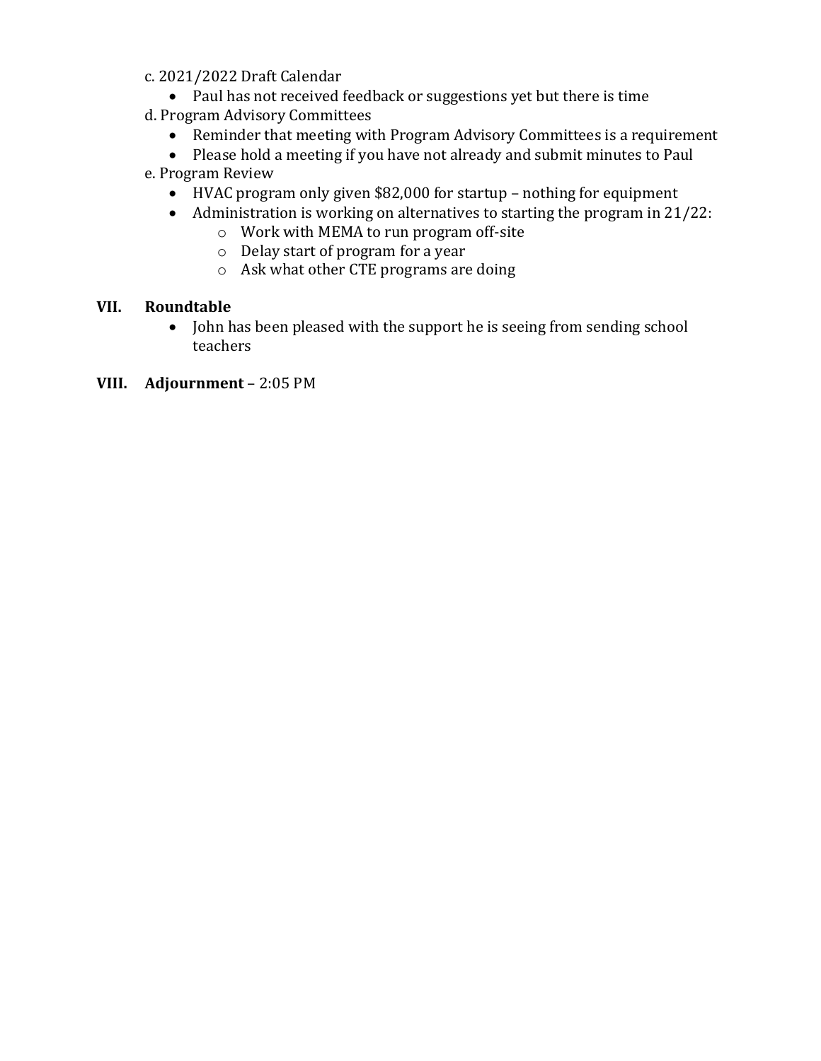c. 2021/2022 Draft Calendar

- Paul has not received feedback or suggestions yet but there is time

d. Program Advisory Committees

- Reminder that meeting with Program Advisory Committees is a requirement
- Please hold a meeting if you have not already and submit minutes to Paul

e. Program Review

- HVAC program only given $82,000 for startup – nothing for equipment
- Administration is working on alternatives to starting the program in 21/22:
  - Work with MEMA to run program off-site
  - Delay start of program for a year
  - Ask what other CTE programs are doing

**VII. Roundtable**

- John has been pleased with the support he is seeing from sending school teachers

**VIII. Adjournment** – 2:05 PM